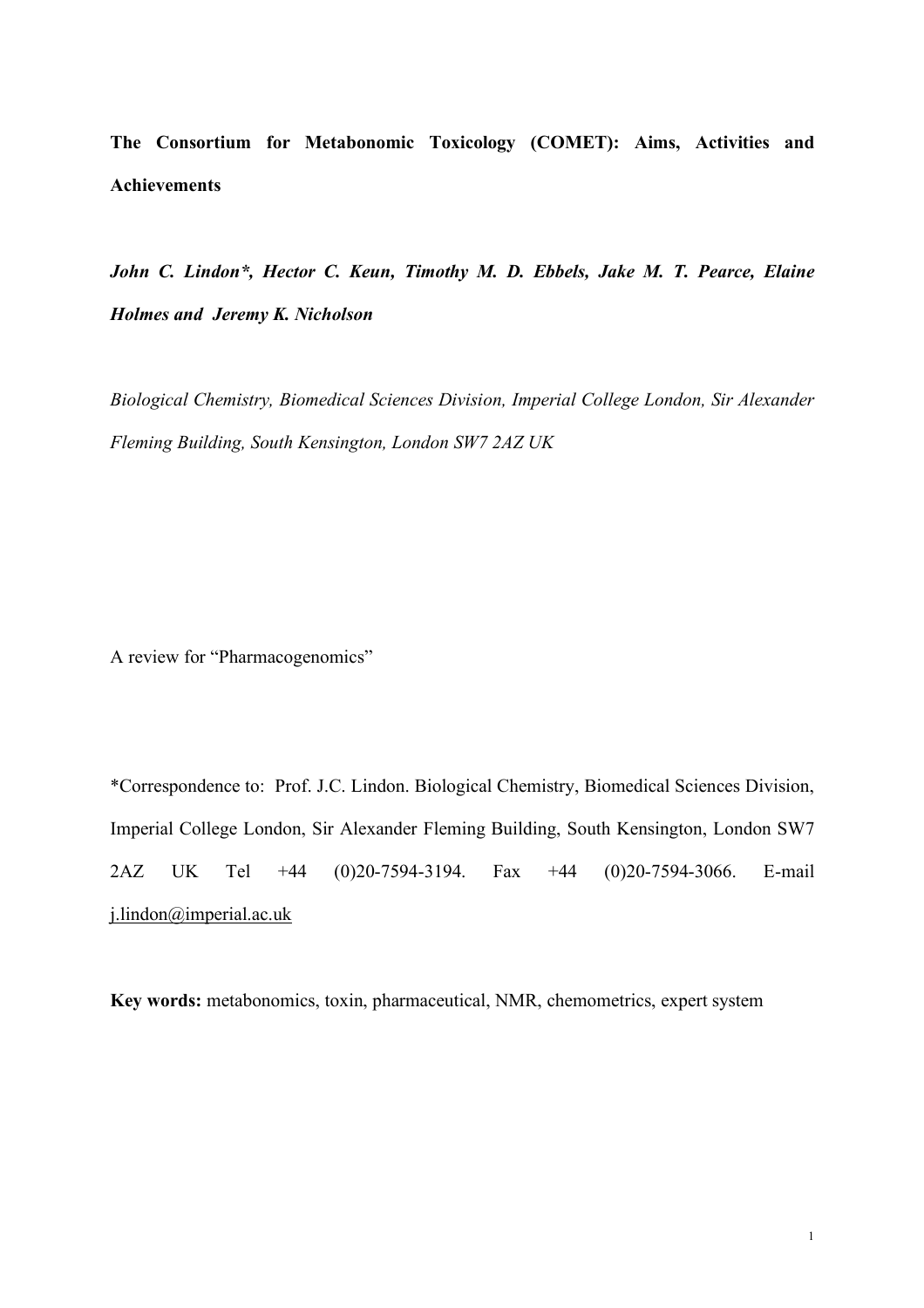# The Consortium for Metabonomic Toxicology (COMET): Aims, Activities and Achievements

***John C. Lindon\*, Hector C. Keun, Timothy M. D. Ebbels, Jake M. T. Pearce, Elaine Holmes and Jeremy K. Nicholson***

*Biological Chemistry, Biomedical Sciences Division, Imperial College London, Sir Alexander Fleming Building, South Kensington, London SW7 2AZ UK*

A review for "Pharmacogenomics"

*Correspondence to: Prof. J.C. Lindon. Biological Chemistry, Biomedical Sciences Division, Imperial College London, Sir Alexander Fleming Building, South Kensington, London SW7 2AZ UK Tel +44 (0)20-7594-3194. Fax +44 (0)20-7594-3066. E-mail j.lindon@imperial.ac.uk

**Key words:** metabonomics, toxin, pharmaceutical, NMR, chemometrics, expert system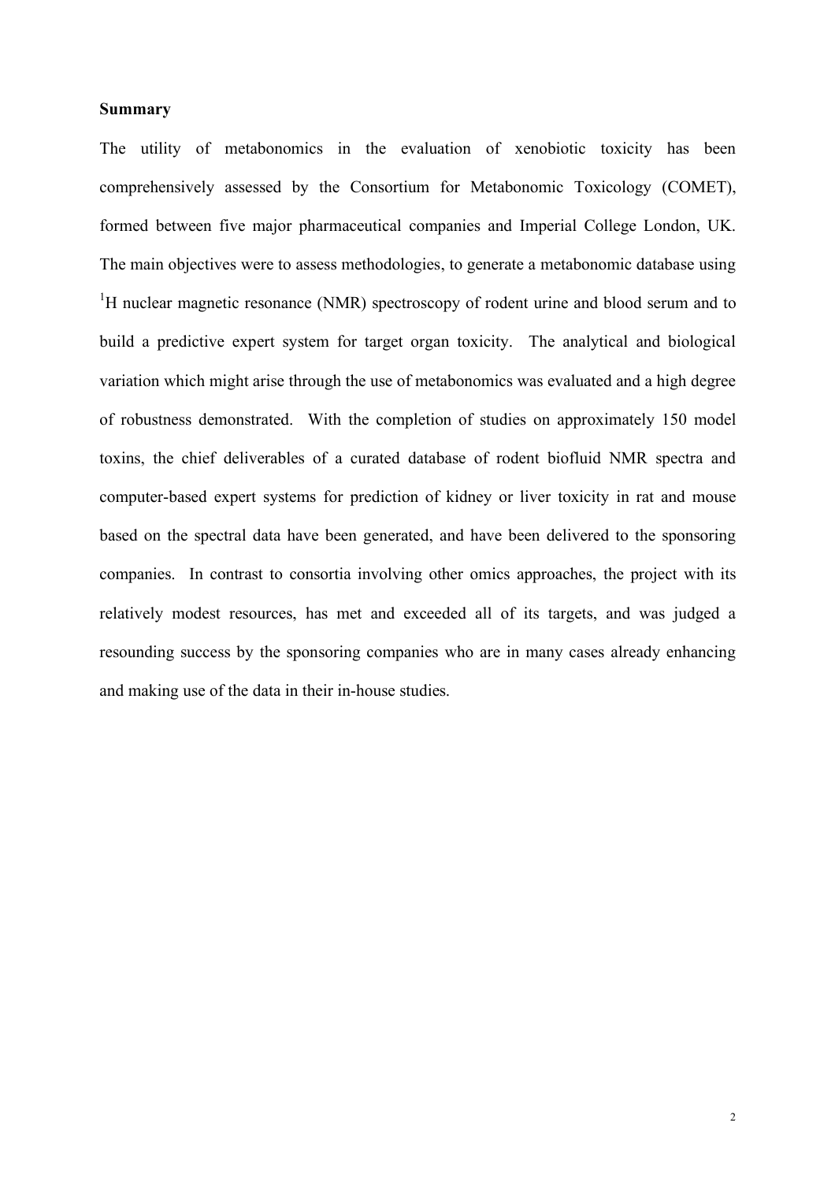## Summary

The utility of metabonomics in the evaluation of xenobiotic toxicity has been comprehensively assessed by the Consortium for Metabonomic Toxicology (COMET), formed between five major pharmaceutical companies and Imperial College London, UK. The main objectives were to assess methodologies, to generate a metabonomic database using $^{1}$H nuclear magnetic resonance (NMR) spectroscopy of rodent urine and blood serum and to build a predictive expert system for target organ toxicity. The analytical and biological variation which might arise through the use of metabonomics was evaluated and a high degree of robustness demonstrated. With the completion of studies on approximately 150 model toxins, the chief deliverables of a curated database of rodent biofluid NMR spectra and computer-based expert systems for prediction of kidney or liver toxicity in rat and mouse based on the spectral data have been generated, and have been delivered to the sponsoring companies. In contrast to consortia involving other omics approaches, the project with its relatively modest resources, has met and exceeded all of its targets, and was judged a resounding success by the sponsoring companies who are in many cases already enhancing and making use of the data in their in-house studies.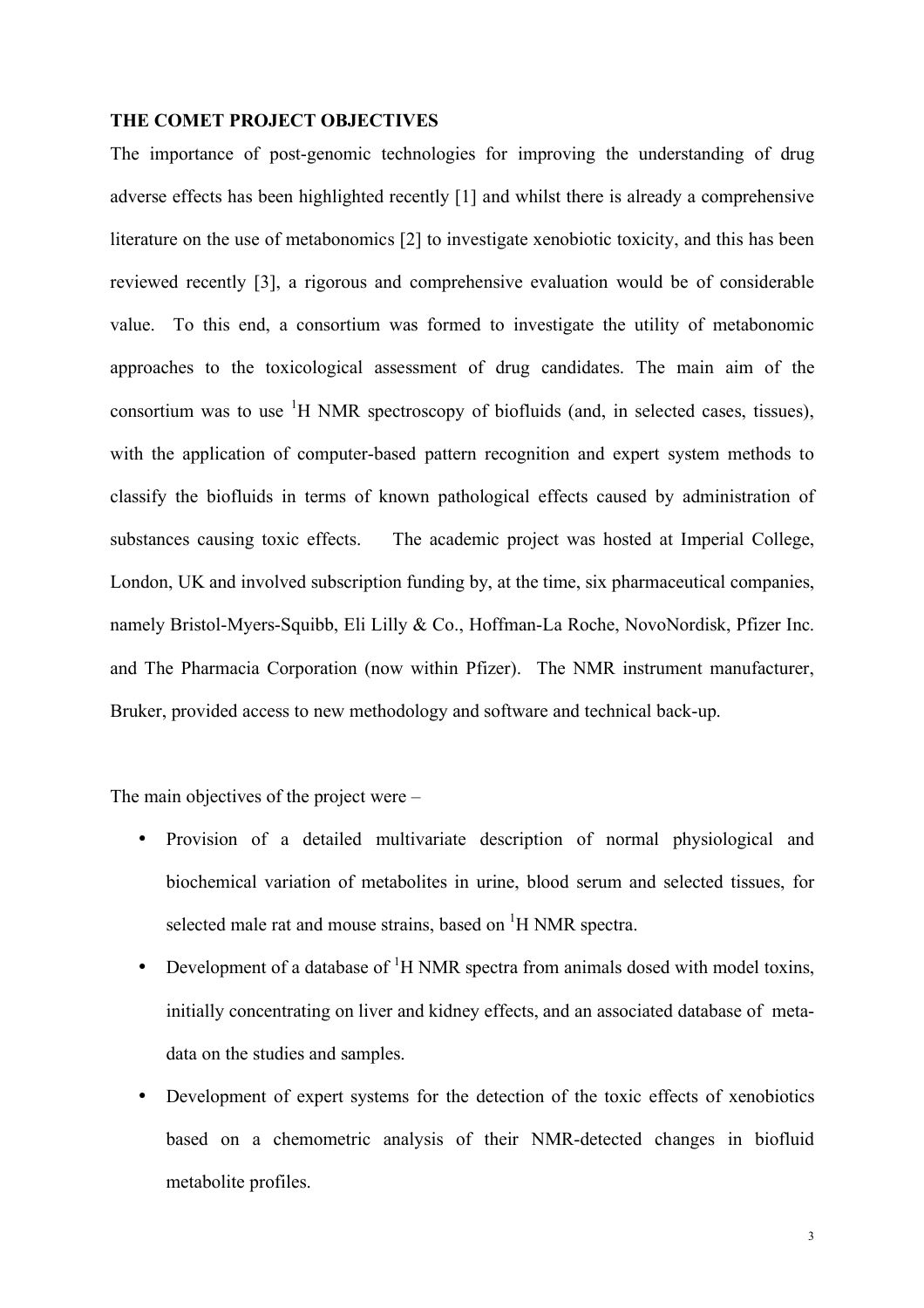## THE COMET PROJECT OBJECTIVES

The importance of post-genomic technologies for improving the understanding of drug adverse effects has been highlighted recently [1] and whilst there is already a comprehensive literature on the use of metabonomics [2] to investigate xenobiotic toxicity, and this has been reviewed recently [3], a rigorous and comprehensive evaluation would be of considerable value. To this end, a consortium was formed to investigate the utility of metabonomic approaches to the toxicological assessment of drug candidates. The main aim of the consortium was to use $^1$H NMR spectroscopy of biofluids (and, in selected cases, tissues), with the application of computer-based pattern recognition and expert system methods to classify the biofluids in terms of known pathological effects caused by administration of substances causing toxic effects. The academic project was hosted at Imperial College, London, UK and involved subscription funding by, at the time, six pharmaceutical companies, namely Bristol-Myers-Squibb, Eli Lilly & Co., Hoffman-La Roche, NovoNordisk, Pfizer Inc. and The Pharmacia Corporation (now within Pfizer). The NMR instrument manufacturer, Bruker, provided access to new methodology and software and technical back-up.

The main objectives of the project were –

- Provision of a detailed multivariate description of normal physiological and biochemical variation of metabolites in urine, blood serum and selected tissues, for selected male rat and mouse strains, based on $^1$H NMR spectra.
- Development of a database of $^1$H NMR spectra from animals dosed with model toxins, initially concentrating on liver and kidney effects, and an associated database of meta-data on the studies and samples.
- Development of expert systems for the detection of the toxic effects of xenobiotics based on a chemometric analysis of their NMR-detected changes in biofluid metabolite profiles.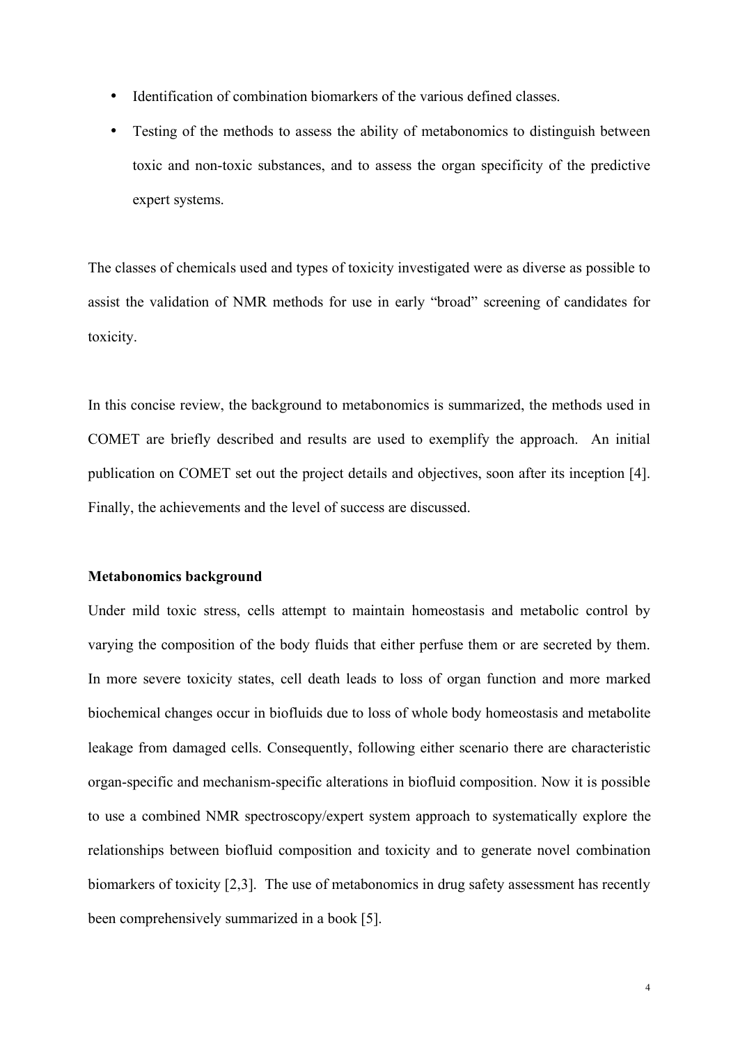- Identification of combination biomarkers of the various defined classes.
- Testing of the methods to assess the ability of metabonomics to distinguish between toxic and non-toxic substances, and to assess the organ specificity of the predictive expert systems.

The classes of chemicals used and types of toxicity investigated were as diverse as possible to assist the validation of NMR methods for use in early "broad" screening of candidates for toxicity.

In this concise review, the background to metabonomics is summarized, the methods used in COMET are briefly described and results are used to exemplify the approach. An initial publication on COMET set out the project details and objectives, soon after its inception [4]. Finally, the achievements and the level of success are discussed.

**Metabonomics background**

Under mild toxic stress, cells attempt to maintain homeostasis and metabolic control by varying the composition of the body fluids that either perfuse them or are secreted by them. In more severe toxicity states, cell death leads to loss of organ function and more marked biochemical changes occur in biofluids due to loss of whole body homeostasis and metabolite leakage from damaged cells. Consequently, following either scenario there are characteristic organ-specific and mechanism-specific alterations in biofluid composition. Now it is possible to use a combined NMR spectroscopy/expert system approach to systematically explore the relationships between biofluid composition and toxicity and to generate novel combination biomarkers of toxicity [2,3]. The use of metabonomics in drug safety assessment has recently been comprehensively summarized in a book [5].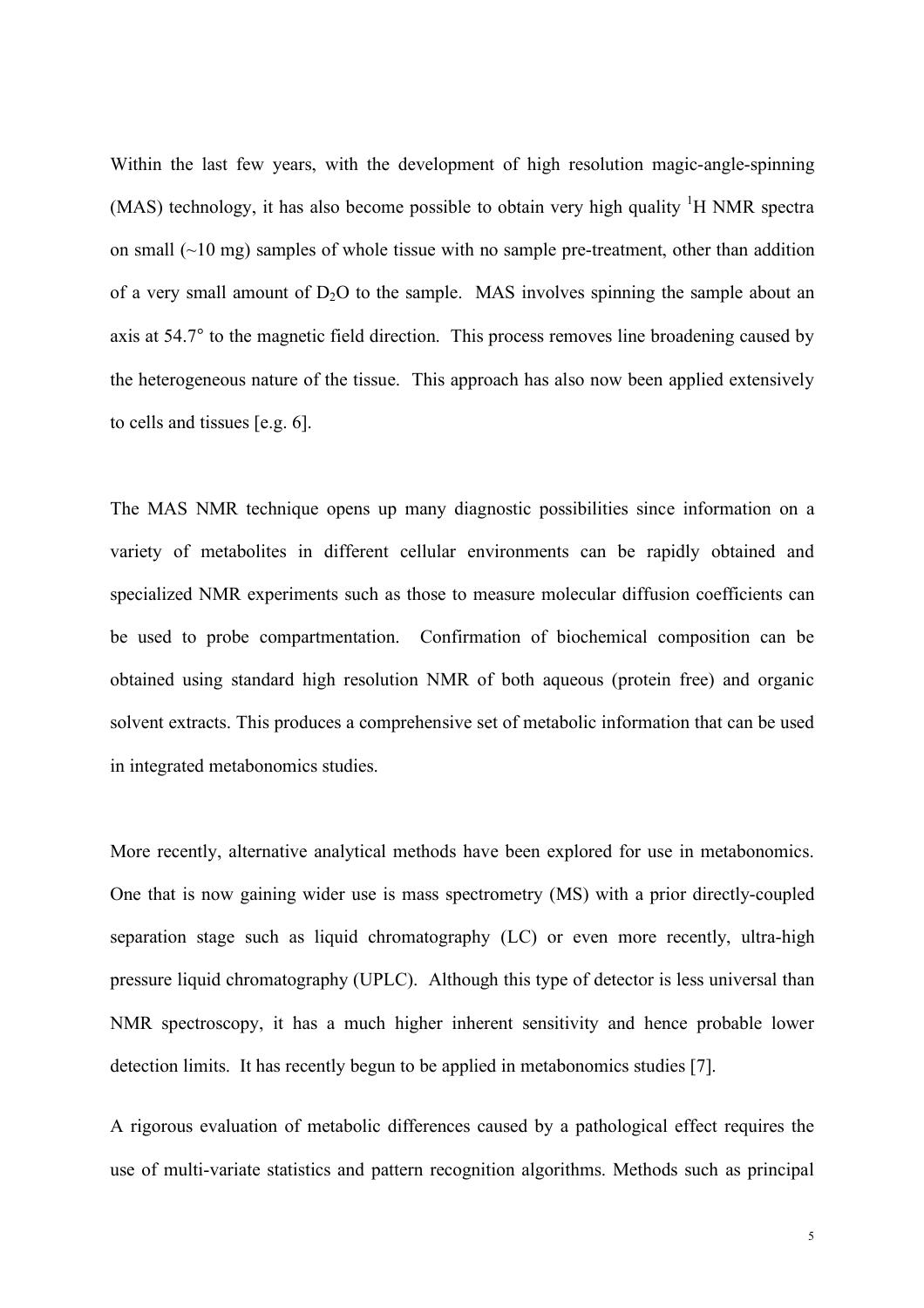Within the last few years, with the development of high resolution magic-angle-spinning (MAS) technology, it has also become possible to obtain very high quality $^1$H NMR spectra on small (~10 mg) samples of whole tissue with no sample pre-treatment, other than addition of a very small amount of $D_2O$ to the sample. MAS involves spinning the sample about an axis at 54.7° to the magnetic field direction. This process removes line broadening caused by the heterogeneous nature of the tissue. This approach has also now been applied extensively to cells and tissues [e.g. 6].

The MAS NMR technique opens up many diagnostic possibilities since information on a variety of metabolites in different cellular environments can be rapidly obtained and specialized NMR experiments such as those to measure molecular diffusion coefficients can be used to probe compartmentation. Confirmation of biochemical composition can be obtained using standard high resolution NMR of both aqueous (protein free) and organic solvent extracts. This produces a comprehensive set of metabolic information that can be used in integrated metabonomics studies.

More recently, alternative analytical methods have been explored for use in metabonomics. One that is now gaining wider use is mass spectrometry (MS) with a prior directly-coupled separation stage such as liquid chromatography (LC) or even more recently, ultra-high pressure liquid chromatography (UPLC). Although this type of detector is less universal than NMR spectroscopy, it has a much higher inherent sensitivity and hence probable lower detection limits. It has recently begun to be applied in metabonomics studies [7].

A rigorous evaluation of metabolic differences caused by a pathological effect requires the use of multi-variate statistics and pattern recognition algorithms. Methods such as principal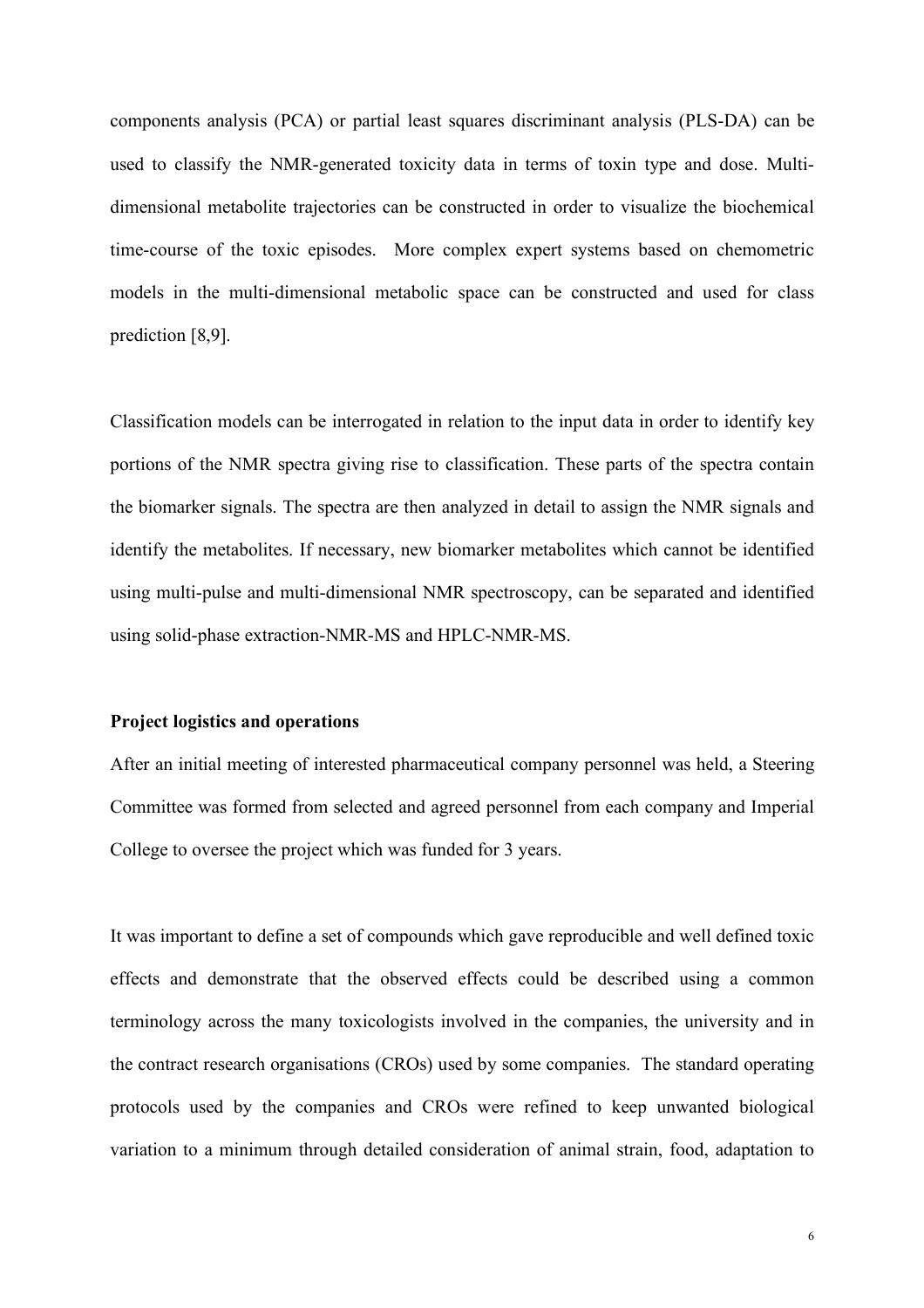components analysis (PCA) or partial least squares discriminant analysis (PLS-DA) can be used to classify the NMR-generated toxicity data in terms of toxin type and dose. Multi-dimensional metabolite trajectories can be constructed in order to visualize the biochemical time-course of the toxic episodes. More complex expert systems based on chemometric models in the multi-dimensional metabolic space can be constructed and used for class prediction [8,9].

Classification models can be interrogated in relation to the input data in order to identify key portions of the NMR spectra giving rise to classification. These parts of the spectra contain the biomarker signals. The spectra are then analyzed in detail to assign the NMR signals and identify the metabolites. If necessary, new biomarker metabolites which cannot be identified using multi-pulse and multi-dimensional NMR spectroscopy, can be separated and identified using solid-phase extraction-NMR-MS and HPLC-NMR-MS.

**Project logistics and operations**

After an initial meeting of interested pharmaceutical company personnel was held, a Steering Committee was formed from selected and agreed personnel from each company and Imperial College to oversee the project which was funded for 3 years.

It was important to define a set of compounds which gave reproducible and well defined toxic effects and demonstrate that the observed effects could be described using a common terminology across the many toxicologists involved in the companies, the university and in the contract research organisations (CROs) used by some companies. The standard operating protocols used by the companies and CROs were refined to keep unwanted biological variation to a minimum through detailed consideration of animal strain, food, adaptation to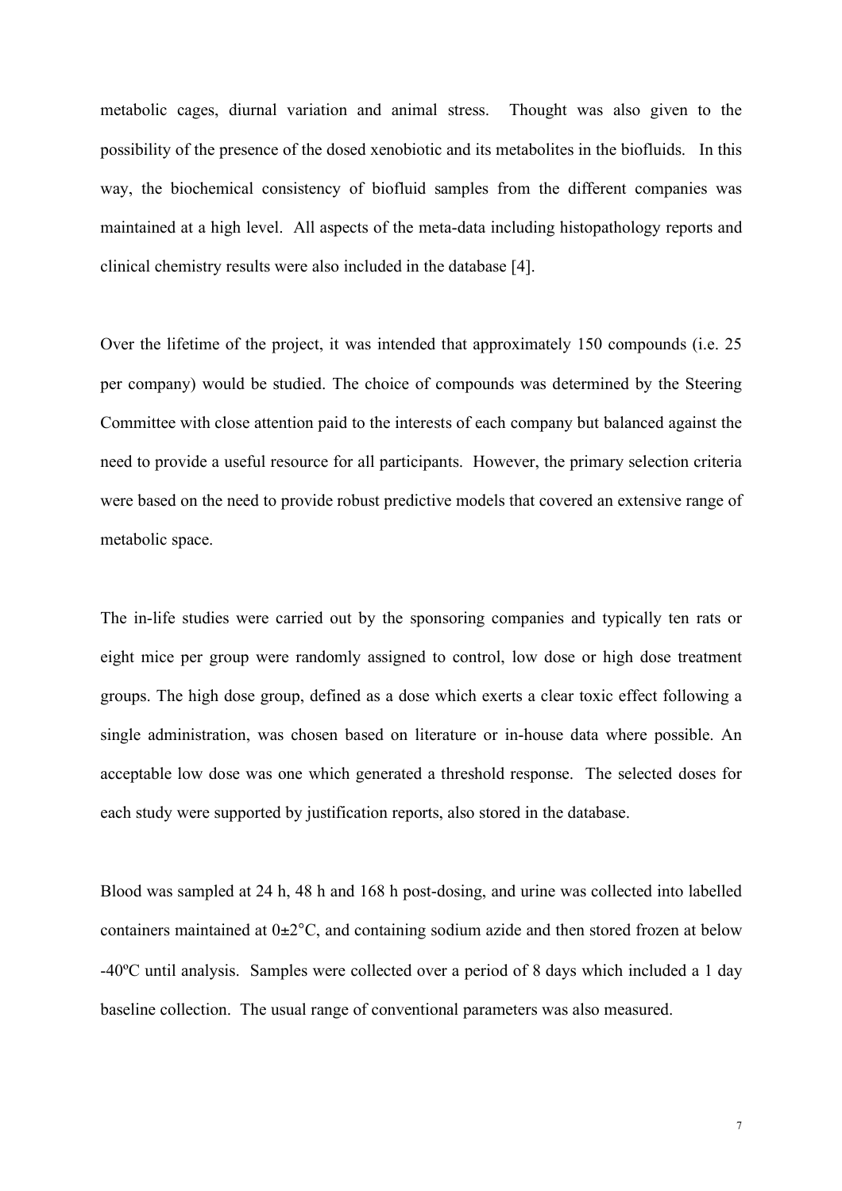metabolic cages, diurnal variation and animal stress. Thought was also given to the possibility of the presence of the dosed xenobiotic and its metabolites in the biofluids. In this way, the biochemical consistency of biofluid samples from the different companies was maintained at a high level. All aspects of the meta-data including histopathology reports and clinical chemistry results were also included in the database [4].

Over the lifetime of the project, it was intended that approximately 150 compounds (i.e. 25 per company) would be studied. The choice of compounds was determined by the Steering Committee with close attention paid to the interests of each company but balanced against the need to provide a useful resource for all participants. However, the primary selection criteria were based on the need to provide robust predictive models that covered an extensive range of metabolic space.

The in-life studies were carried out by the sponsoring companies and typically ten rats or eight mice per group were randomly assigned to control, low dose or high dose treatment groups. The high dose group, defined as a dose which exerts a clear toxic effect following a single administration, was chosen based on literature or in-house data where possible. An acceptable low dose was one which generated a threshold response. The selected doses for each study were supported by justification reports, also stored in the database.

Blood was sampled at 24 h, 48 h and 168 h post-dosing, and urine was collected into labelled containers maintained at 0±2°C, and containing sodium azide and then stored frozen at below -40ºC until analysis. Samples were collected over a period of 8 days which included a 1 day baseline collection. The usual range of conventional parameters was also measured.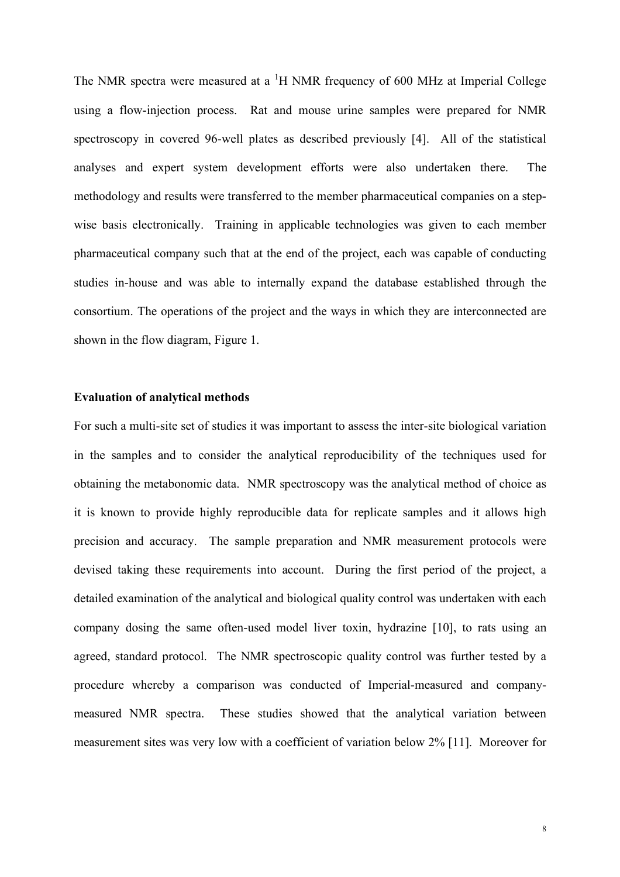The NMR spectra were measured at a $^{1}$H NMR frequency of 600 MHz at Imperial College using a flow-injection process. Rat and mouse urine samples were prepared for NMR spectroscopy in covered 96-well plates as described previously [4]. All of the statistical analyses and expert system development efforts were also undertaken there. The methodology and results were transferred to the member pharmaceutical companies on a step-wise basis electronically. Training in applicable technologies was given to each member pharmaceutical company such that at the end of the project, each was capable of conducting studies in-house and was able to internally expand the database established through the consortium. The operations of the project and the ways in which they are interconnected are shown in the flow diagram, Figure 1.

**Evaluation of analytical methods**

For such a multi-site set of studies it was important to assess the inter-site biological variation in the samples and to consider the analytical reproducibility of the techniques used for obtaining the metabonomic data. NMR spectroscopy was the analytical method of choice as it is known to provide highly reproducible data for replicate samples and it allows high precision and accuracy. The sample preparation and NMR measurement protocols were devised taking these requirements into account. During the first period of the project, a detailed examination of the analytical and biological quality control was undertaken with each company dosing the same often-used model liver toxin, hydrazine [10], to rats using an agreed, standard protocol. The NMR spectroscopic quality control was further tested by a procedure whereby a comparison was conducted of Imperial-measured and company-measured NMR spectra. These studies showed that the analytical variation between measurement sites was very low with a coefficient of variation below 2% [11]. Moreover for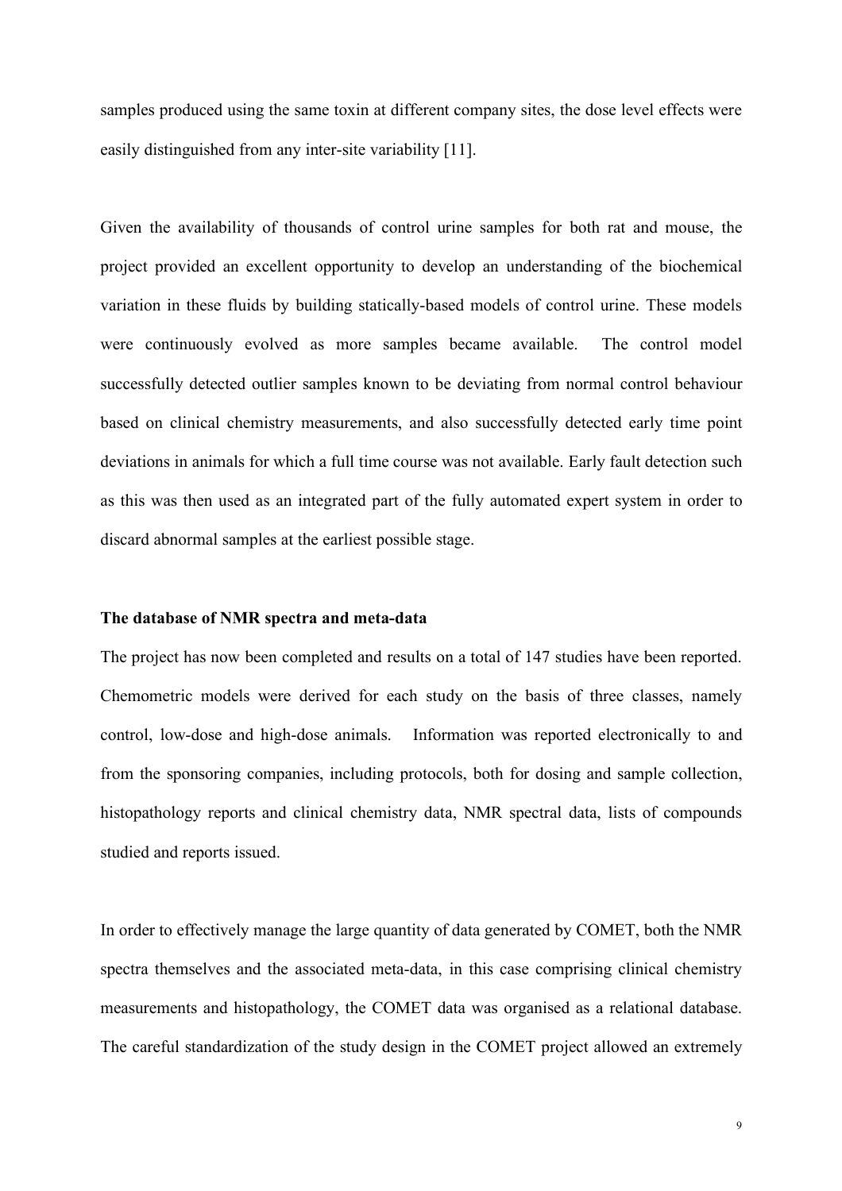samples produced using the same toxin at different company sites, the dose level effects were easily distinguished from any inter-site variability [11].

Given the availability of thousands of control urine samples for both rat and mouse, the project provided an excellent opportunity to develop an understanding of the biochemical variation in these fluids by building statically-based models of control urine. These models were continuously evolved as more samples became available. The control model successfully detected outlier samples known to be deviating from normal control behaviour based on clinical chemistry measurements, and also successfully detected early time point deviations in animals for which a full time course was not available. Early fault detection such as this was then used as an integrated part of the fully automated expert system in order to discard abnormal samples at the earliest possible stage.

**The database of NMR spectra and meta-data**

The project has now been completed and results on a total of 147 studies have been reported. Chemometric models were derived for each study on the basis of three classes, namely control, low-dose and high-dose animals. Information was reported electronically to and from the sponsoring companies, including protocols, both for dosing and sample collection, histopathology reports and clinical chemistry data, NMR spectral data, lists of compounds studied and reports issued.

In order to effectively manage the large quantity of data generated by COMET, both the NMR spectra themselves and the associated meta-data, in this case comprising clinical chemistry measurements and histopathology, the COMET data was organised as a relational database. The careful standardization of the study design in the COMET project allowed an extremely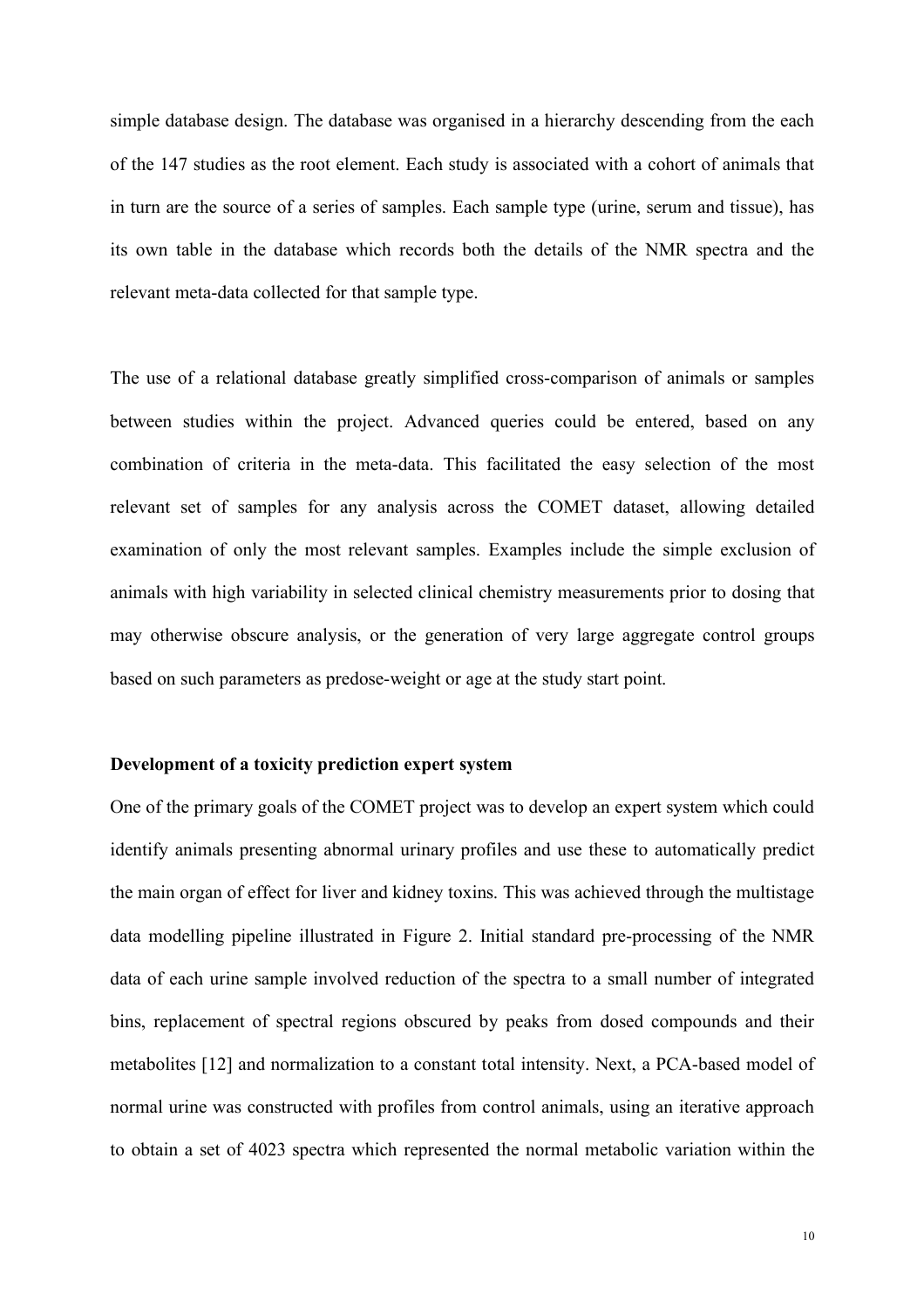simple database design. The database was organised in a hierarchy descending from the each of the 147 studies as the root element. Each study is associated with a cohort of animals that in turn are the source of a series of samples. Each sample type (urine, serum and tissue), has its own table in the database which records both the details of the NMR spectra and the relevant meta-data collected for that sample type.

The use of a relational database greatly simplified cross-comparison of animals or samples between studies within the project. Advanced queries could be entered, based on any combination of criteria in the meta-data. This facilitated the easy selection of the most relevant set of samples for any analysis across the COMET dataset, allowing detailed examination of only the most relevant samples. Examples include the simple exclusion of animals with high variability in selected clinical chemistry measurements prior to dosing that may otherwise obscure analysis, or the generation of very large aggregate control groups based on such parameters as predose-weight or age at the study start point.

**Development of a toxicity prediction expert system**

One of the primary goals of the COMET project was to develop an expert system which could identify animals presenting abnormal urinary profiles and use these to automatically predict the main organ of effect for liver and kidney toxins. This was achieved through the multistage data modelling pipeline illustrated in Figure 2. Initial standard pre-processing of the NMR data of each urine sample involved reduction of the spectra to a small number of integrated bins, replacement of spectral regions obscured by peaks from dosed compounds and their metabolites [12] and normalization to a constant total intensity. Next, a PCA-based model of normal urine was constructed with profiles from control animals, using an iterative approach to obtain a set of 4023 spectra which represented the normal metabolic variation within the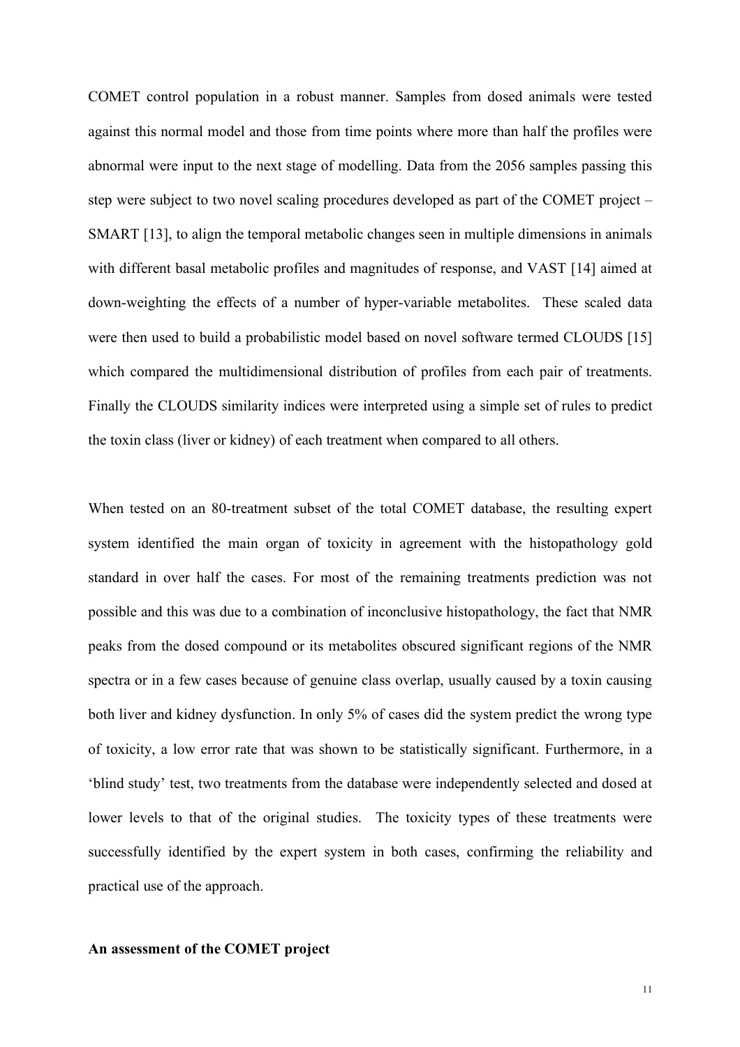COMET control population in a robust manner. Samples from dosed animals were tested against this normal model and those from time points where more than half the profiles were abnormal were input to the next stage of modelling. Data from the 2056 samples passing this step were subject to two novel scaling procedures developed as part of the COMET project – SMART [13], to align the temporal metabolic changes seen in multiple dimensions in animals with different basal metabolic profiles and magnitudes of response, and VAST [14] aimed at down-weighting the effects of a number of hyper-variable metabolites. These scaled data were then used to build a probabilistic model based on novel software termed CLOUDS [15] which compared the multidimensional distribution of profiles from each pair of treatments. Finally the CLOUDS similarity indices were interpreted using a simple set of rules to predict the toxin class (liver or kidney) of each treatment when compared to all others.

When tested on an 80-treatment subset of the total COMET database, the resulting expert system identified the main organ of toxicity in agreement with the histopathology gold standard in over half the cases. For most of the remaining treatments prediction was not possible and this was due to a combination of inconclusive histopathology, the fact that NMR peaks from the dosed compound or its metabolites obscured significant regions of the NMR spectra or in a few cases because of genuine class overlap, usually caused by a toxin causing both liver and kidney dysfunction. In only 5% of cases did the system predict the wrong type of toxicity, a low error rate that was shown to be statistically significant. Furthermore, in a 'blind study' test, two treatments from the database were independently selected and dosed at lower levels to that of the original studies. The toxicity types of these treatments were successfully identified by the expert system in both cases, confirming the reliability and practical use of the approach.

**An assessment of the COMET project**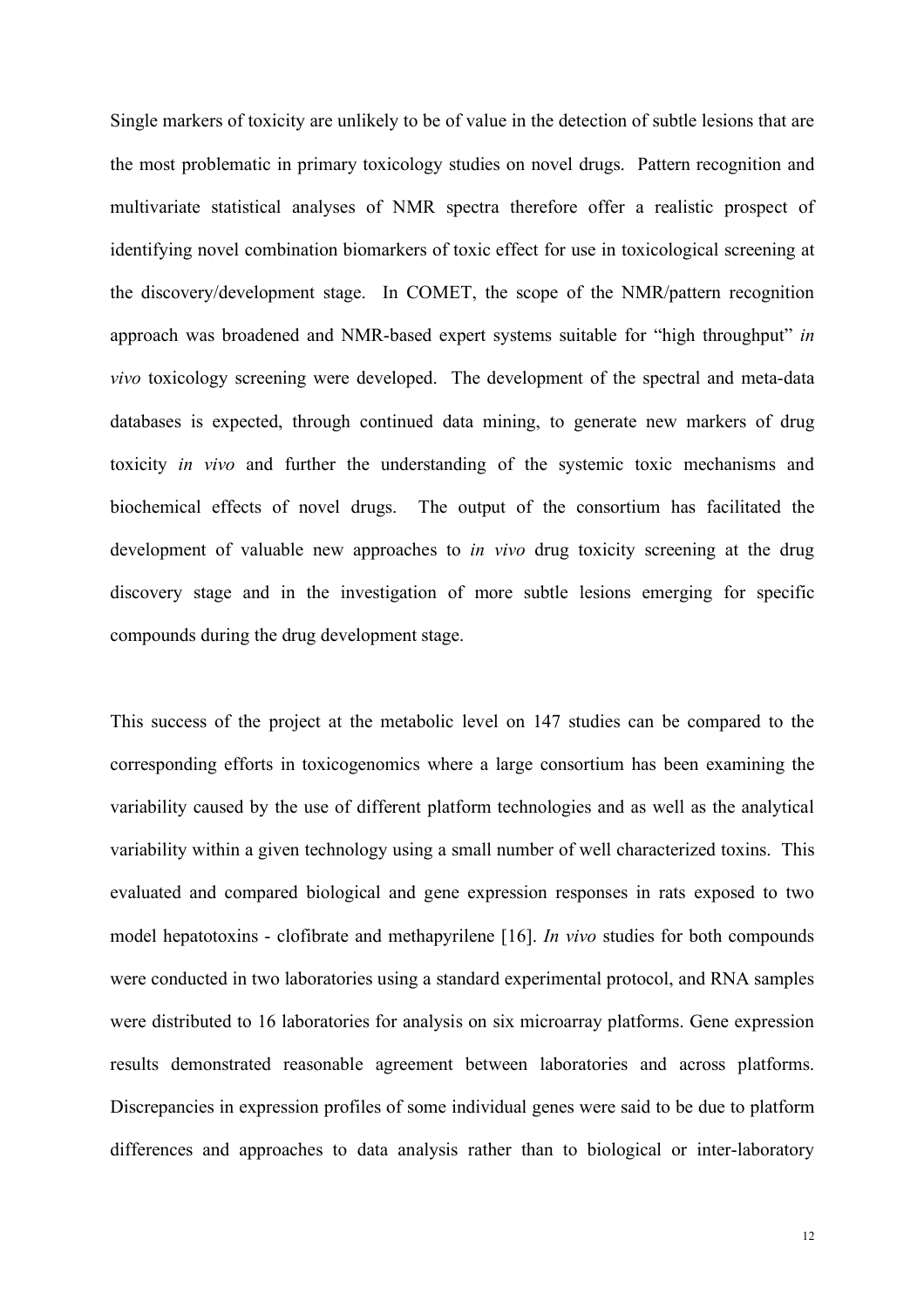Single markers of toxicity are unlikely to be of value in the detection of subtle lesions that are the most problematic in primary toxicology studies on novel drugs. Pattern recognition and multivariate statistical analyses of NMR spectra therefore offer a realistic prospect of identifying novel combination biomarkers of toxic effect for use in toxicological screening at the discovery/development stage. In COMET, the scope of the NMR/pattern recognition approach was broadened and NMR-based expert systems suitable for "high throughput" *in vivo* toxicology screening were developed. The development of the spectral and meta-data databases is expected, through continued data mining, to generate new markers of drug toxicity *in vivo* and further the understanding of the systemic toxic mechanisms and biochemical effects of novel drugs. The output of the consortium has facilitated the development of valuable new approaches to *in vivo* drug toxicity screening at the drug discovery stage and in the investigation of more subtle lesions emerging for specific compounds during the drug development stage.

This success of the project at the metabolic level on 147 studies can be compared to the corresponding efforts in toxicogenomics where a large consortium has been examining the variability caused by the use of different platform technologies and as well as the analytical variability within a given technology using a small number of well characterized toxins. This evaluated and compared biological and gene expression responses in rats exposed to two model hepatotoxins - clofibrate and methapyrilene [16]. *In vivo* studies for both compounds were conducted in two laboratories using a standard experimental protocol, and RNA samples were distributed to 16 laboratories for analysis on six microarray platforms. Gene expression results demonstrated reasonable agreement between laboratories and across platforms. Discrepancies in expression profiles of some individual genes were said to be due to platform differences and approaches to data analysis rather than to biological or inter-laboratory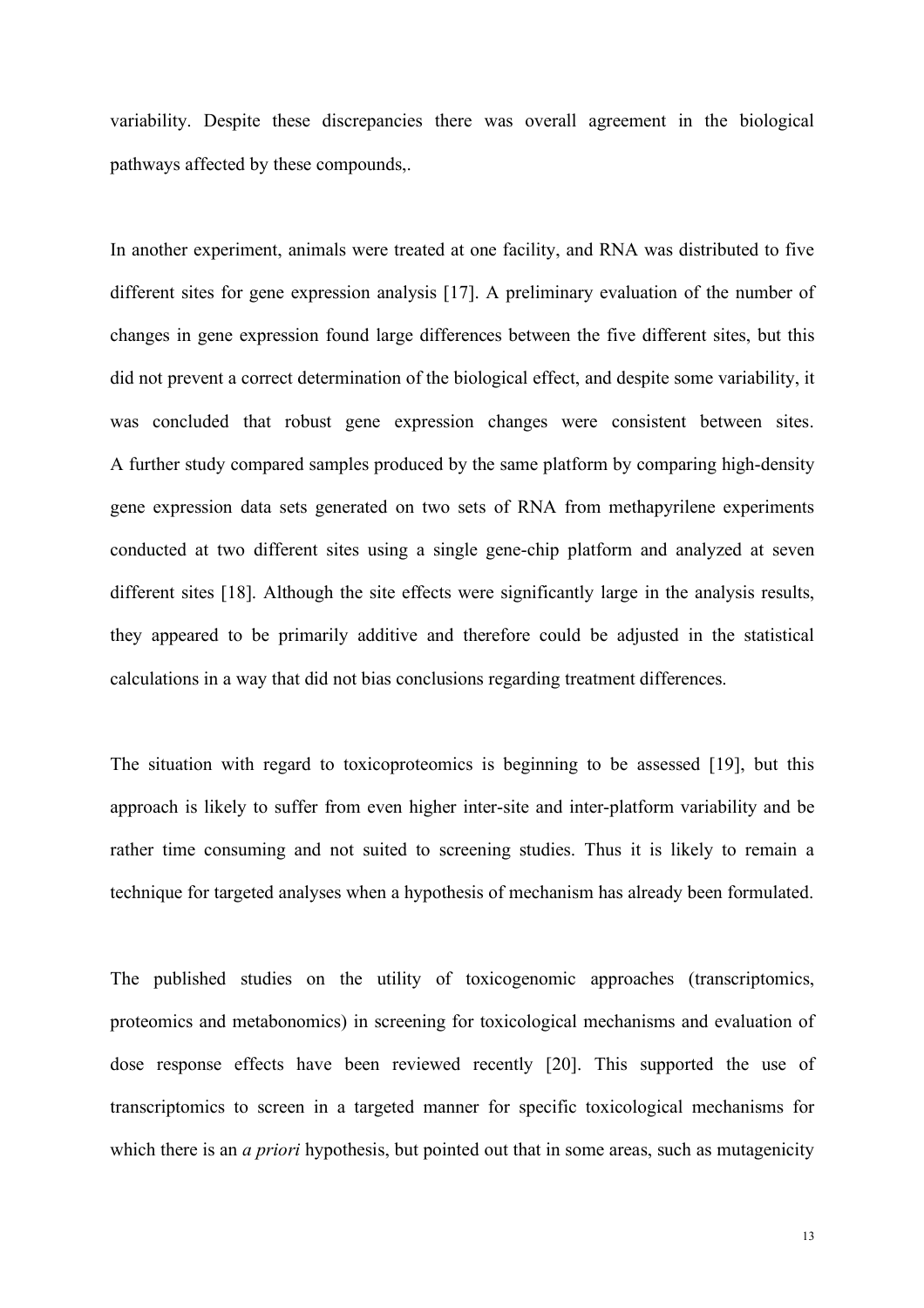variability. Despite these discrepancies there was overall agreement in the biological pathways affected by these compounds,.

In another experiment, animals were treated at one facility, and RNA was distributed to five different sites for gene expression analysis [17]. A preliminary evaluation of the number of changes in gene expression found large differences between the five different sites, but this did not prevent a correct determination of the biological effect, and despite some variability, it was concluded that robust gene expression changes were consistent between sites. A further study compared samples produced by the same platform by comparing high-density gene expression data sets generated on two sets of RNA from methapyrilene experiments conducted at two different sites using a single gene-chip platform and analyzed at seven different sites [18]. Although the site effects were significantly large in the analysis results, they appeared to be primarily additive and therefore could be adjusted in the statistical calculations in a way that did not bias conclusions regarding treatment differences.

The situation with regard to toxicoproteomics is beginning to be assessed [19], but this approach is likely to suffer from even higher inter-site and inter-platform variability and be rather time consuming and not suited to screening studies. Thus it is likely to remain a technique for targeted analyses when a hypothesis of mechanism has already been formulated.

The published studies on the utility of toxicogenomic approaches (transcriptomics, proteomics and metabonomics) in screening for toxicological mechanisms and evaluation of dose response effects have been reviewed recently [20]. This supported the use of transcriptomics to screen in a targeted manner for specific toxicological mechanisms for which there is an *a priori* hypothesis, but pointed out that in some areas, such as mutagenicity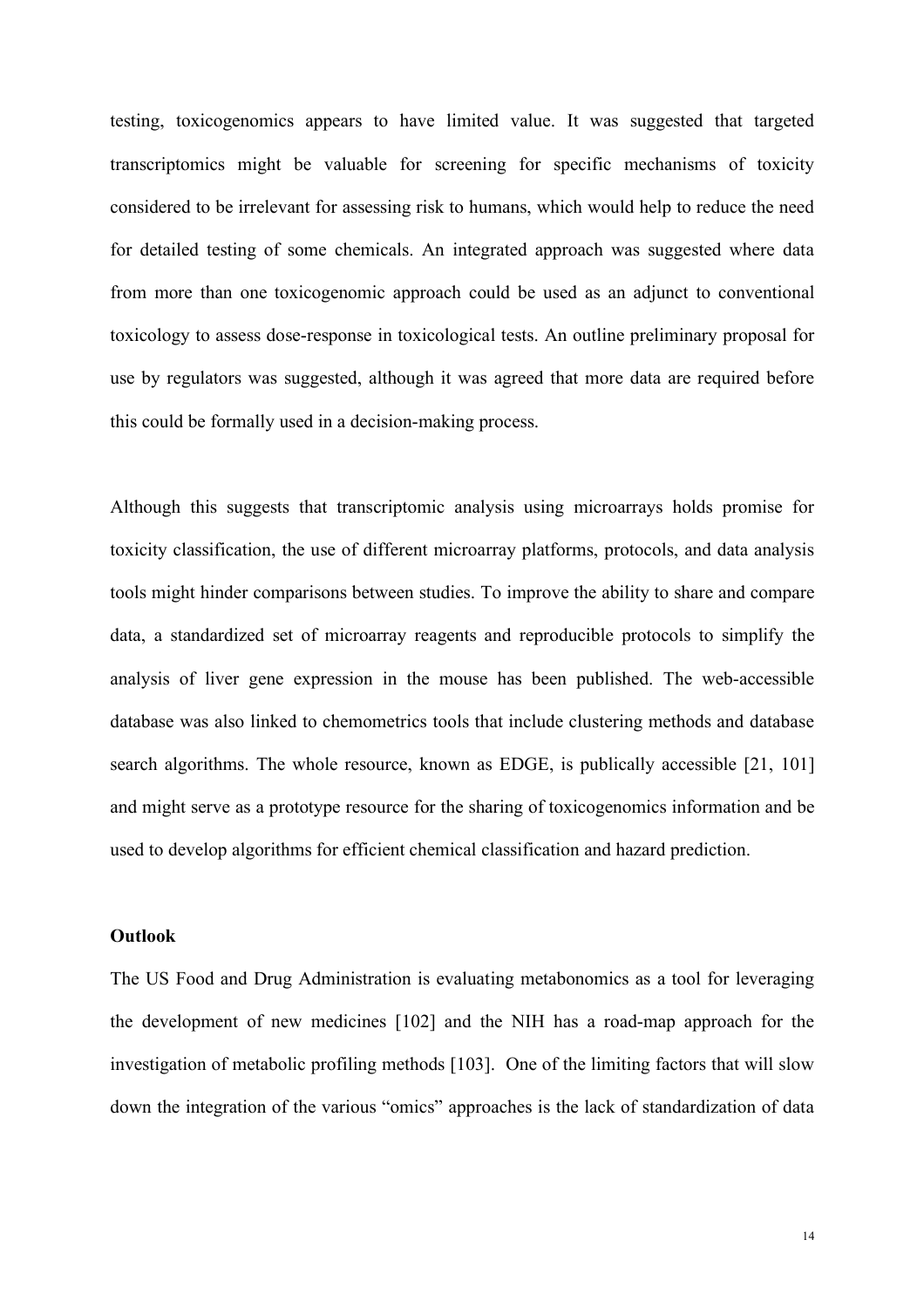testing, toxicogenomics appears to have limited value. It was suggested that targeted transcriptomics might be valuable for screening for specific mechanisms of toxicity considered to be irrelevant for assessing risk to humans, which would help to reduce the need for detailed testing of some chemicals. An integrated approach was suggested where data from more than one toxicogenomic approach could be used as an adjunct to conventional toxicology to assess dose-response in toxicological tests. An outline preliminary proposal for use by regulators was suggested, although it was agreed that more data are required before this could be formally used in a decision-making process.

Although this suggests that transcriptomic analysis using microarrays holds promise for toxicity classification, the use of different microarray platforms, protocols, and data analysis tools might hinder comparisons between studies. To improve the ability to share and compare data, a standardized set of microarray reagents and reproducible protocols to simplify the analysis of liver gene expression in the mouse has been published. The web-accessible database was also linked to chemometrics tools that include clustering methods and database search algorithms. The whole resource, known as EDGE, is publically accessible [21, 101] and might serve as a prototype resource for the sharing of toxicogenomics information and be used to develop algorithms for efficient chemical classification and hazard prediction.

**Outlook**

The US Food and Drug Administration is evaluating metabonomics as a tool for leveraging the development of new medicines [102] and the NIH has a road-map approach for the investigation of metabolic profiling methods [103]. One of the limiting factors that will slow down the integration of the various "omics" approaches is the lack of standardization of data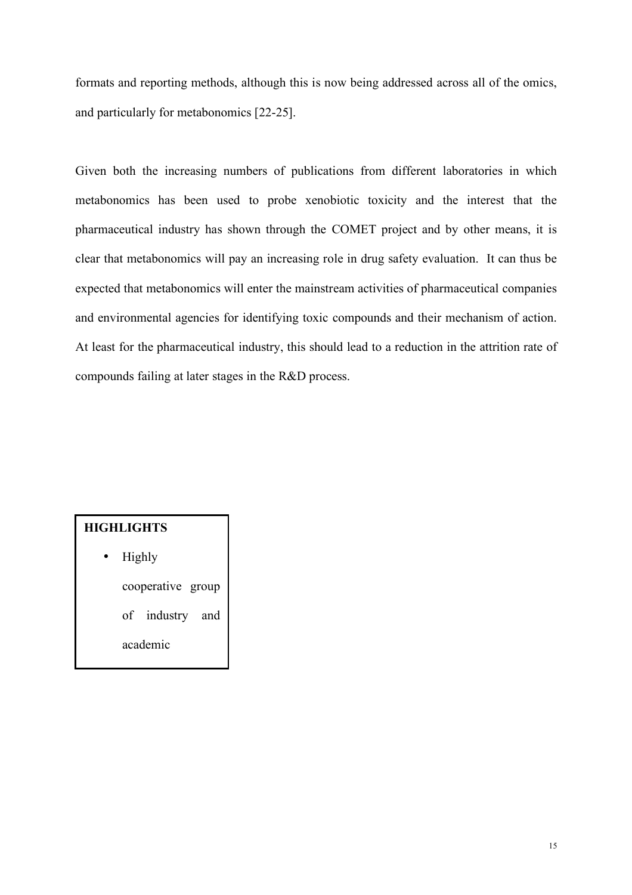formats and reporting methods, although this is now being addressed across all of the omics, and particularly for metabonomics [22-25].

Given both the increasing numbers of publications from different laboratories in which metabonomics has been used to probe xenobiotic toxicity and the interest that the pharmaceutical industry has shown through the COMET project and by other means, it is clear that metabonomics will pay an increasing role in drug safety evaluation. It can thus be expected that metabonomics will enter the mainstream activities of pharmaceutical companies and environmental agencies for identifying toxic compounds and their mechanism of action. At least for the pharmaceutical industry, this should lead to a reduction in the attrition rate of compounds failing at later stages in the R&D process.

**HIGHLIGHTS**

- Highly cooperative group of industry and academic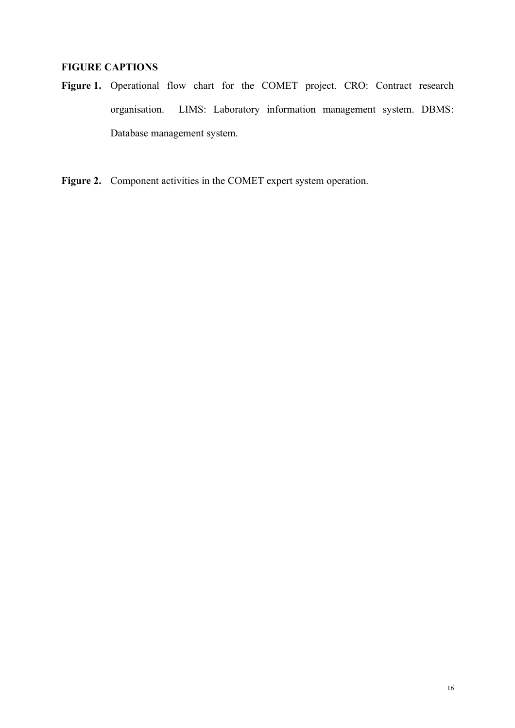**FIGURE CAPTIONS**

**Figure 1.** Operational flow chart for the COMET project. CRO: Contract research organisation. LIMS: Laboratory information management system. DBMS: Database management system.

**Figure 2.** Component activities in the COMET expert system operation.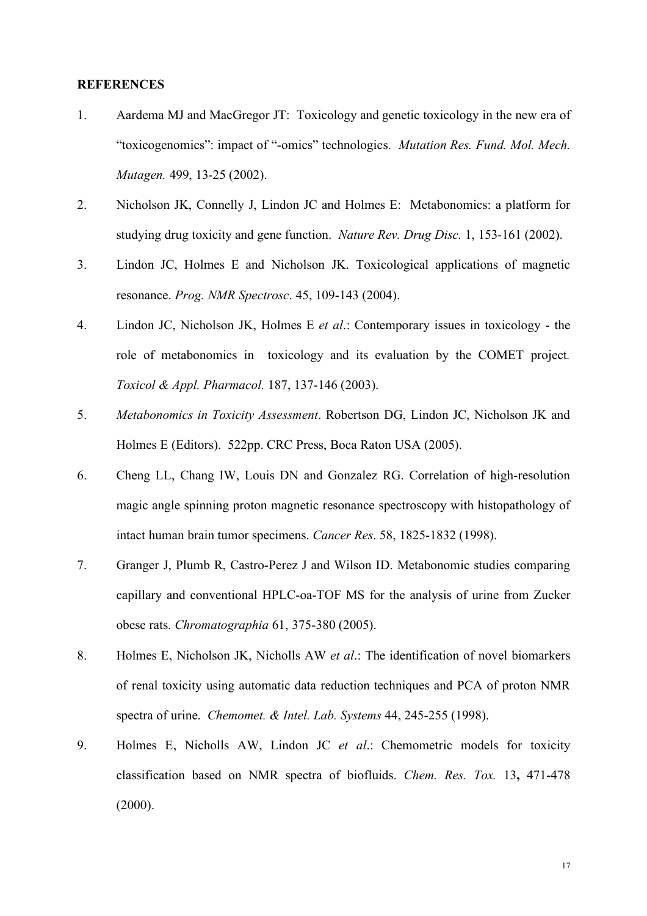**REFERENCES**

1. Aardema MJ and MacGregor JT: Toxicology and genetic toxicology in the new era of “toxicogenomics”: impact of “-omics” technologies. *Mutation Res. Fund. Mol. Mech. Mutagen.* 499, 13-25 (2002).

2. Nicholson JK, Connelly J, Lindon JC and Holmes E: Metabonomics: a platform for studying drug toxicity and gene function. *Nature Rev. Drug Disc.* 1, 153-161 (2002).

3. Lindon JC, Holmes E and Nicholson JK. Toxicological applications of magnetic resonance. *Prog. NMR Spectrosc*. 45, 109-143 (2004).

4. Lindon JC, Nicholson JK, Holmes E *et al*.: Contemporary issues in toxicology - the role of metabonomics in toxicology and its evaluation by the COMET project*. Toxicol & Appl. Pharmacol.* 187, 137-146 (2003).

5. *Metabonomics in Toxicity Assessment*. Robertson DG, Lindon JC, Nicholson JK and Holmes E (Editors). 522pp. CRC Press, Boca Raton USA (2005).

6. Cheng LL, Chang IW, Louis DN and Gonzalez RG. Correlation of high-resolution magic angle spinning proton magnetic resonance spectroscopy with histopathology of intact human brain tumor specimens. *Cancer Res*. 58, 1825-1832 (1998).

7. Granger J, Plumb R, Castro-Perez J and Wilson ID. Metabonomic studies comparing capillary and conventional HPLC-oa-TOF MS for the analysis of urine from Zucker obese rats. *Chromatographia* 61, 375-380 (2005).

8. Holmes E, Nicholson JK, Nicholls AW *et al*.: The identification of novel biomarkers of renal toxicity using automatic data reduction techniques and PCA of proton NMR spectra of urine. *Chemomet. & Intel. Lab. Systems* 44, 245-255 (1998).

9. Holmes E, Nicholls AW, Lindon JC *et al*.: Chemometric models for toxicity classification based on NMR spectra of biofluids. *Chem. Res. Tox.* 13**,** 471-478 (2000).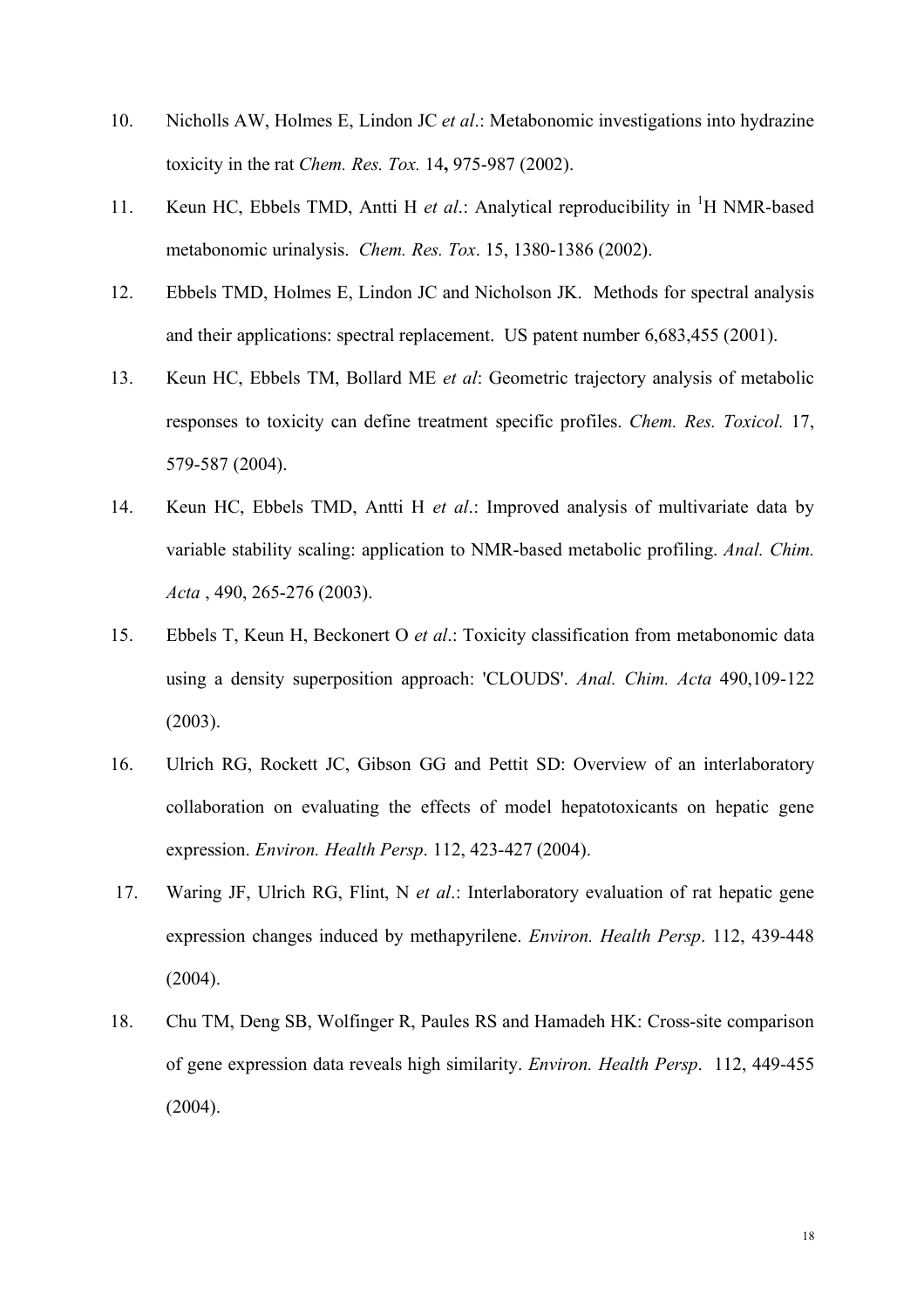10. Nicholls AW, Holmes E, Lindon JC *et al*.: Metabonomic investigations into hydrazine toxicity in the rat *Chem. Res. Tox.* 14**,** 975-987 (2002).

11. Keun HC, Ebbels TMD, Antti H *et al*.: Analytical reproducibility in $^{1}$H NMR-based metabonomic urinalysis. *Chem. Res. Tox*. 15, 1380-1386 (2002).

12. Ebbels TMD, Holmes E, Lindon JC and Nicholson JK. Methods for spectral analysis and their applications: spectral replacement. US patent number 6,683,455 (2001).

13. Keun HC, Ebbels TM, Bollard ME *et al*: Geometric trajectory analysis of metabolic responses to toxicity can define treatment specific profiles. *Chem. Res. Toxicol.* 17, 579-587 (2004).

14. Keun HC, Ebbels TMD, Antti H *et al*.: Improved analysis of multivariate data by variable stability scaling: application to NMR-based metabolic profiling. *Anal. Chim. Acta* , 490, 265-276 (2003).

15. Ebbels T, Keun H, Beckonert O *et al*.: Toxicity classification from metabonomic data using a density superposition approach: 'CLOUDS'. *Anal. Chim. Acta* 490,109-122 (2003).

16. Ulrich RG, Rockett JC, Gibson GG and Pettit SD: Overview of an interlaboratory collaboration on evaluating the effects of model hepatotoxicants on hepatic gene expression. *Environ. Health Persp*. 112, 423-427 (2004).

17. Waring JF, Ulrich RG, Flint, N *et al*.: Interlaboratory evaluation of rat hepatic gene expression changes induced by methapyrilene. *Environ. Health Persp*. 112, 439-448 (2004).

18. Chu TM, Deng SB, Wolfinger R, Paules RS and Hamadeh HK: Cross-site comparison of gene expression data reveals high similarity. *Environ. Health Persp*. 112, 449-455 (2004).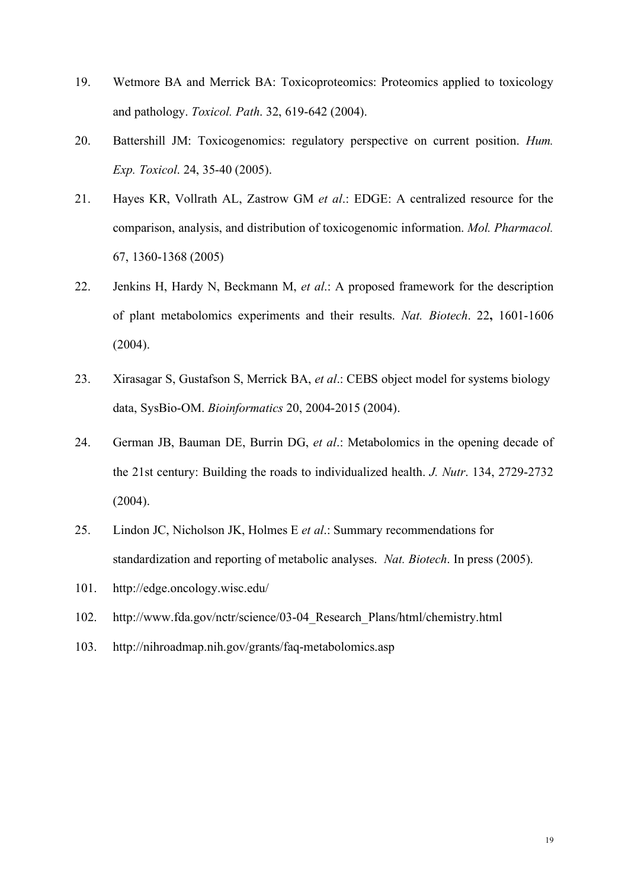19. Wetmore BA and Merrick BA: Toxicoproteomics: Proteomics applied to toxicology and pathology. *Toxicol. Path*. 32, 619-642 (2004).

20. Battershill JM: Toxicogenomics: regulatory perspective on current position. *Hum. Exp. Toxicol*. 24, 35-40 (2005).

21. Hayes KR, Vollrath AL, Zastrow GM *et al*.: EDGE: A centralized resource for the comparison, analysis, and distribution of toxicogenomic information. *Mol. Pharmacol.* 67, 1360-1368 (2005)

22. Jenkins H, Hardy N, Beckmann M, *et al*.: A proposed framework for the description of plant metabolomics experiments and their results. *Nat. Biotech*. 22**,** 1601-1606 (2004).

23. Xirasagar S, Gustafson S, Merrick BA, *et al*.: CEBS object model for systems biology data, SysBio-OM. *Bioinformatics* 20, 2004-2015 (2004).

24. German JB, Bauman DE, Burrin DG, *et al*.: Metabolomics in the opening decade of the 21st century: Building the roads to individualized health. *J. Nutr*. 134, 2729-2732 (2004).

25. Lindon JC, Nicholson JK, Holmes E *et al*.: Summary recommendations for standardization and reporting of metabolic analyses. *Nat. Biotech*. In press (2005).

101. http://edge.oncology.wisc.edu/

102. http://www.fda.gov/nctr/science/03-04_Research_Plans/html/chemistry.html

103. http://nihroadmap.nih.gov/grants/faq-metabolomics.asp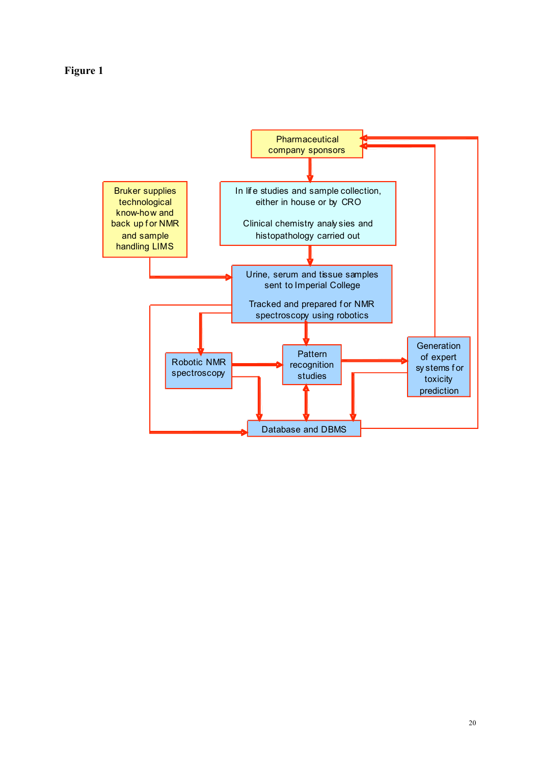**Figure 1**

Pharmaceutical company sponsors

In life studies and sample collection, either in house or by CRO

Clinical chemistry analysies and histopathology carried out

Bruker supplies technological know-how and back up for NMR and sample handling LIMS

Urine, serum and tissue samples sent to Imperial College

Tracked and prepared for NMR spectroscopy using robotics

Robotic NMR spectroscopy

Pattern recognition studies

Generation of expert systems for toxicity prediction

Database and DBMS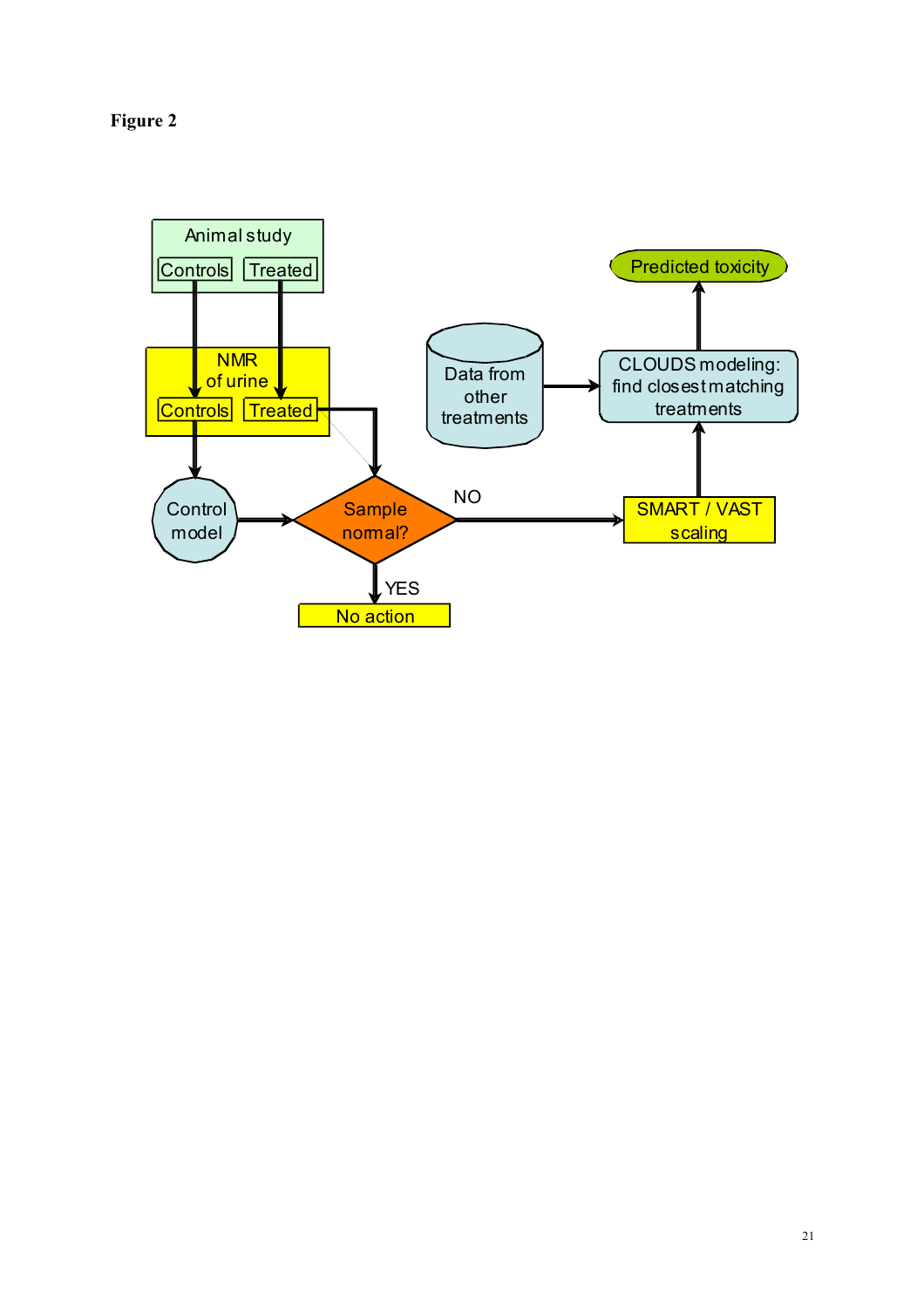Figure 2

Animal study
Controls
Treated
NMR
of urine
Controls
Treated
Control
model
Sample
normal?
NO
YES
No action
Data from
other
treatments
CLOUDS modeling:
find closest matching
treatments
Predicted toxicity
SMART / VAST
scaling